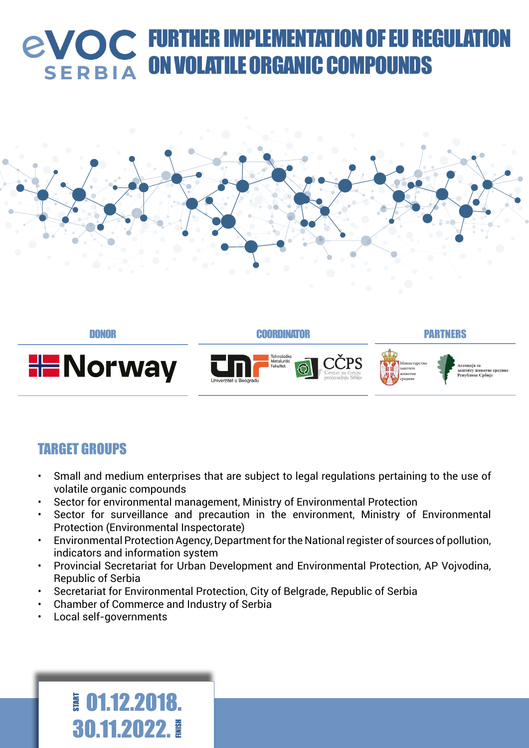# eVOC SERBIA

# FURTHER IMPLEMENTATION OF EU REGULATION ON VOLATILE ORGANIC COMPOUNDS

**DONOR**

Norway

**COORDINATOR**

Tehnološko Metalurški Fakultet, Univerzitet u Beogradu

CČPS Centar za čistiju proizvodnju Srbije

**PARTNERS**

Министарство заштите животне средине

Агенција за заштиту животне средине Републике Србије

## TARGET GROUPS

- Small and medium enterprises that are subject to legal regulations pertaining to the use of volatile organic compounds
- Sector for environmental management, Ministry of Environmental Protection
- Sector for surveillance and precaution in the environment, Ministry of Environmental Protection (Environmental Inspectorate)
- Environmental Protection Agency, Department for the National register of sources of pollution, indicators and information system
- Provincial Secretariat for Urban Development and Environmental Protection, AP Vojvodina, Republic of Serbia
- Secretariat for Environmental Protection, City of Belgrade, Republic of Serbia
- Chamber of Commerce and Industry of Serbia
- Local self-governments

START 01.12.2018.

30.11.2022. FINISH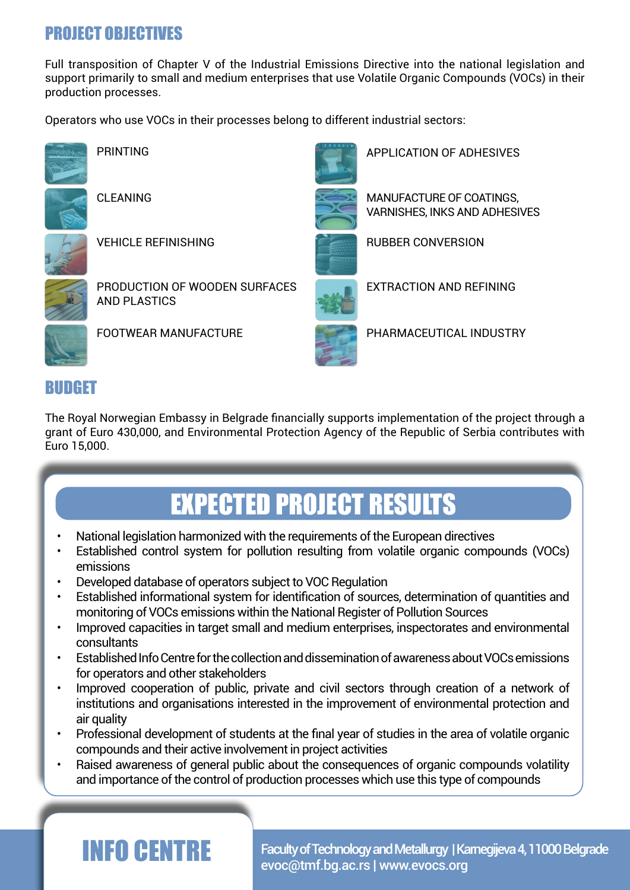## PROJECT OBJECTIVES

Full transposition of Chapter V of the Industrial Emissions Directive into the national legislation and support primarily to small and medium enterprises that use Volatile Organic Compounds (VOCs) in their production processes.

Operators who use VOCs in their processes belong to different industrial sectors:

- PRINTING
- CLEANING
- VEHICLE REFINISHING
- PRODUCTION OF WOODEN SURFACES AND PLASTICS
- FOOTWEAR MANUFACTURE
- APPLICATION OF ADHESIVES
- MANUFACTURE OF COATINGS, VARNISHES, INKS AND ADHESIVES
- RUBBER CONVERSION
- EXTRACTION AND REFINING
- PHARMACEUTICAL INDUSTRY

## BUDGET

The Royal Norwegian Embassy in Belgrade financially supports implementation of the project through a grant of Euro 430,000, and Environmental Protection Agency of the Republic of Serbia contributes with Euro 15,000.

## EXPECTED PROJECT RESULTS

- National legislation harmonized with the requirements of the European directives
- Established control system for pollution resulting from volatile organic compounds (VOCs) emissions
- Developed database of operators subject to VOC Regulation
- Established informational system for identification of sources, determination of quantities and monitoring of VOCs emissions within the National Register of Pollution Sources
- Improved capacities in target small and medium enterprises, inspectorates and environmental consultants
- Established Info Centre for the collection and dissemination of awareness about VOCs emissions for operators and other stakeholders
- Improved cooperation of public, private and civil sectors through creation of a network of institutions and organisations interested in the improvement of environmental protection and air quality
- Professional development of students at the final year of studies in the area of volatile organic compounds and their active involvement in project activities
- Raised awareness of general public about the consequences of organic compounds volatility and importance of the control of production processes which use this type of compounds

## INFO CENTRE

Faculty of Technology and Metallurgy | Karnegijeva 4, 11000 Belgrade
evoc@tmf.bg.ac.rs | www.evocs.org